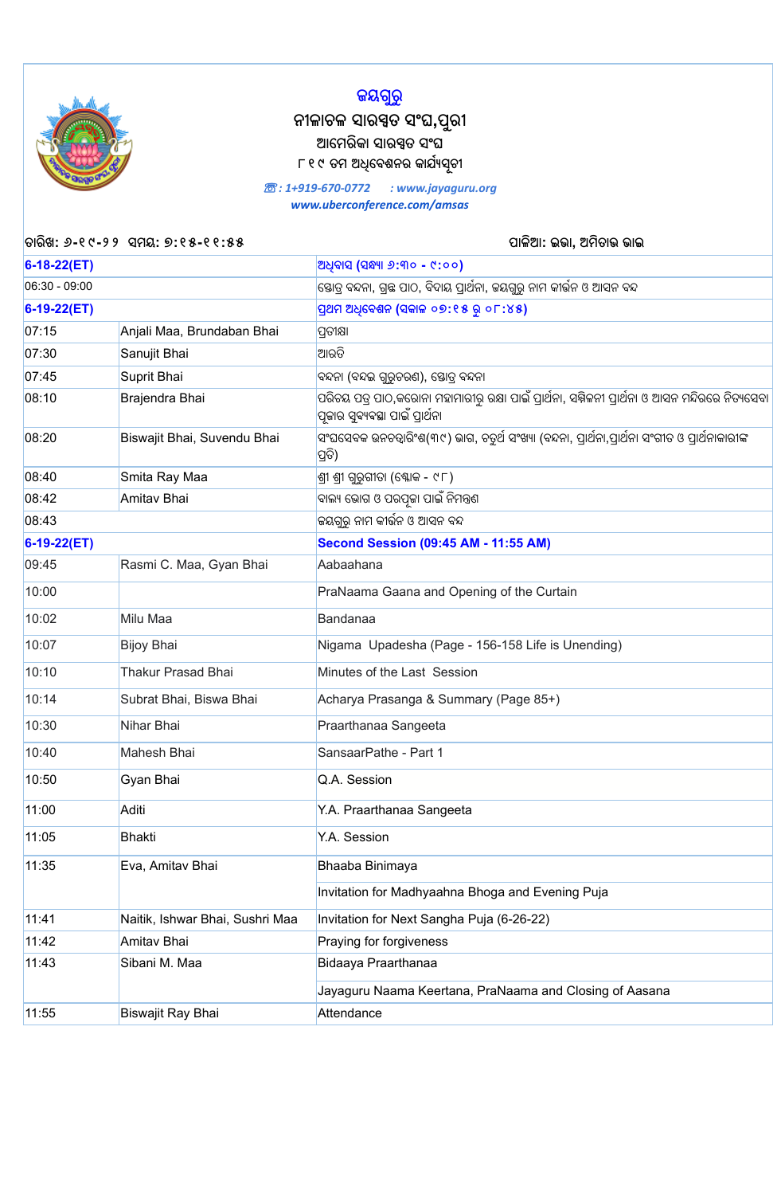**ଜୟଗୁରୁ**

**ନୀଳାଚଳ ସାରସ୍ୱତ ସଂଘ,ପୁରୀ**

**ଆମେରିକା ସାରସ୍ୱତ ସଂଘ**

**୮୧୯ ତମ ଅଧିବେଶନର କାର୍ଯ୍ୟସୂଚୀ**

☎: 1+919-670-0772 : www.jayaguru.org

www.uberconference.com/amsas

**ତାରିଖ: ୬-୧୯-୨୨ ସମୟ: ୭:୧୫-୧୧:୪୫** **ପାଳିଆ: ଲଭା, ଅମିତାଭ ଭାଇ**

| | | |
|---|---|---|
| **6-18-22(ET)** | | **ଅଧିବାସ (ସନ୍ଧ୍ୟା ୬:୩୦ - ୯:୦୦)** |
| 06:30 - 09:00 | | ସ୍ତୋତ୍ର ବନ୍ଦନା, ଗ୍ରନ୍ଥ ପାଠ, ବିଦାୟ ପ୍ରାର୍ଥନା, ଜୟଗୁରୁ ନାମ କୀର୍ତ୍ତନ ଓ ଆସନ ବନ୍ଦ |
| **6-19-22(ET)** | | **ପ୍ରଥମ ଅଧିବେଶନ (ସକାଳ ୦୭:୧୫ ରୁ ୦୮:୪୫)** |
| 07:15 | Anjali Maa, Brundaban Bhai | ପ୍ରତୀକ୍ଷା |
| 07:30 | Sanujit Bhai | ଆରତି |
| 07:45 | Suprit Bhai | ବନ୍ଦନା (ବନ୍ଦଇ ଗୁରୁଚରଣ), ସ୍ତୋତ୍ର ବନ୍ଦନା |
| 08:10 | Brajendra Bhai | ପରିଚୟ ପତ୍ର ପାଠ,କରୋନା ମହାମାରୀରୁ ରକ୍ଷା ପାଇଁ ପ୍ରାର୍ଥନା, ସମ୍ମିଳନୀ ପ୍ରାର୍ଥନା ଓ ଆସନ ମନ୍ଦିରରେ ନିତ୍ୟସେବା ପୂଜାର ସୁବ୍ୟବସ୍ଥା ପାଇଁ ପ୍ରାର୍ଥନା |
| 08:20 | Biswajit Bhai, Suvendu Bhai | ସଂଘସେବକ ଊନଚତ୍ୱାରିଂଶ(୩୯) ଭାଗ, ଚତୁର୍ଥ ସଂଖ୍ୟା (ବନ୍ଦନା, ପ୍ରାର୍ଥନା,ପ୍ରାର୍ଥନା ସଂଗୀତ ଓ ପ୍ରାର୍ଥନାକାରୀଙ୍କ ପ୍ରତି) |
| 08:40 | Smita Ray Maa | ଶ୍ରୀ ଶ୍ରୀ ଗୁରୁଗୀତା (ଶ୍ଳୋକ - ୯୮) |
| 08:42 | Amitav Bhai | ବାଲ୍ୟ ଭୋଗ ଓ ପରପୂଜା ପାଇଁ ନିମନ୍ତ୍ରଣ |
| 08:43 | | ଜୟଗୁରୁ ନାମ କୀର୍ତ୍ତନ ଓ ଆସନ ବନ୍ଦ |
| **6-19-22(ET)** | | **Second Session (09:45 AM - 11:55 AM)** |
| 09:45 | Rasmi C. Maa, Gyan Bhai | Aabaahana |
| 10:00 | | PraNaama Gaana and Opening of the Curtain |
| 10:02 | Milu Maa | Bandanaa |
| 10:07 | Bijoy Bhai | Nigama Upadesha (Page - 156-158 Life is Unending) |
| 10:10 | Thakur Prasad Bhai | Minutes of the Last Session |
| 10:14 | Subrat Bhai, Biswa Bhai | Acharya Prasanga & Summary (Page 85+) |
| 10:30 | Nihar Bhai | Praarthanaa Sangeeta |
| 10:40 | Mahesh Bhai | SansaarPathe - Part 1 |
| 10:50 | Gyan Bhai | Q.A. Session |
| 11:00 | Aditi | Y.A. Praarthanaa Sangeeta |
| 11:05 | Bhakti | Y.A. Session |
| 11:35 | Eva, Amitav Bhai | Bhaaba Binimaya |
| | | Invitation for Madhyaahna Bhoga and Evening Puja |
| 11:41 | Naitik, Ishwar Bhai, Sushri Maa | Invitation for Next Sangha Puja (6-26-22) |
| 11:42 | Amitav Bhai | Praying for forgiveness |
| 11:43 | Sibani M. Maa | Bidaaya Praarthanaa |
| | | Jayaguru Naama Keertana, PraNaama and Closing of Aasana |
| 11:55 | Biswajit Ray Bhai | Attendance |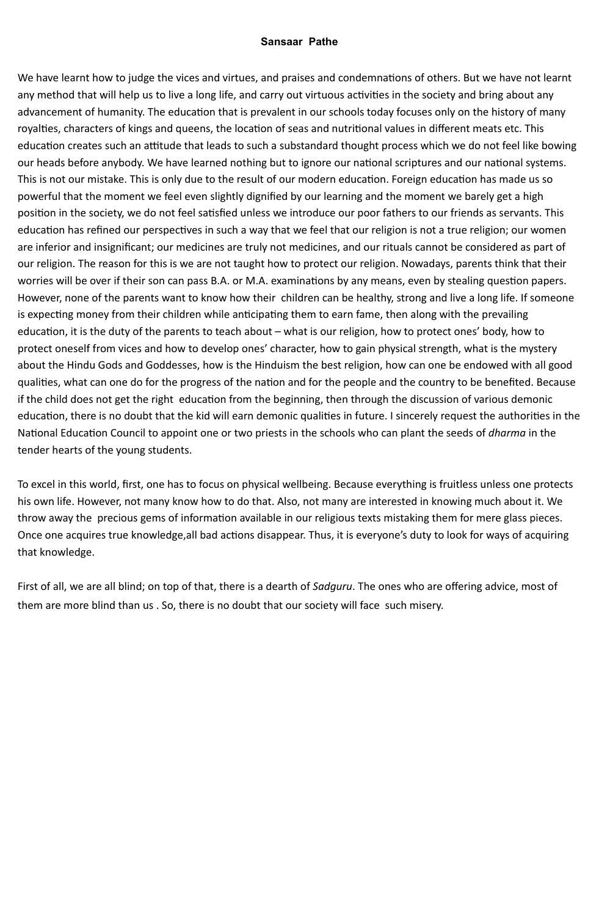**Sansaar Pathe**

We have learnt how to judge the vices and virtues, and praises and condemnations of others. But we have not learnt any method that will help us to live a long life, and carry out virtuous activities in the society and bring about any advancement of humanity. The education that is prevalent in our schools today focuses only on the history of many royalties, characters of kings and queens, the location of seas and nutritional values in different meats etc. This education creates such an attitude that leads to such a substandard thought process which we do not feel like bowing our heads before anybody. We have learned nothing but to ignore our national scriptures and our national systems. This is not our mistake. This is only due to the result of our modern education. Foreign education has made us so powerful that the moment we feel even slightly dignified by our learning and the moment we barely get a high position in the society, we do not feel satisfied unless we introduce our poor fathers to our friends as servants. This education has refined our perspectives in such a way that we feel that our religion is not a true religion; our women are inferior and insignificant; our medicines are truly not medicines, and our rituals cannot be considered as part of our religion. The reason for this is we are not taught how to protect our religion. Nowadays, parents think that their worries will be over if their son can pass B.A. or M.A. examinations by any means, even by stealing question papers. However, none of the parents want to know how their children can be healthy, strong and live a long life. If someone is expecting money from their children while anticipating them to earn fame, then along with the prevailing education, it is the duty of the parents to teach about – what is our religion, how to protect ones' body, how to protect oneself from vices and how to develop ones' character, how to gain physical strength, what is the mystery about the Hindu Gods and Goddesses, how is the Hinduism the best religion, how can one be endowed with all good qualities, what can one do for the progress of the nation and for the people and the country to be benefited. Because if the child does not get the right education from the beginning, then through the discussion of various demonic education, there is no doubt that the kid will earn demonic qualities in future. I sincerely request the authorities in the National Education Council to appoint one or two priests in the schools who can plant the seeds of *dharma* in the tender hearts of the young students.

To excel in this world, first, one has to focus on physical wellbeing. Because everything is fruitless unless one protects his own life. However, not many know how to do that. Also, not many are interested in knowing much about it. We throw away the precious gems of information available in our religious texts mistaking them for mere glass pieces. Once one acquires true knowledge,all bad actions disappear. Thus, it is everyone's duty to look for ways of acquiring that knowledge.

First of all, we are all blind; on top of that, there is a dearth of *Sadguru*. The ones who are offering advice, most of them are more blind than us . So, there is no doubt that our society will face such misery.